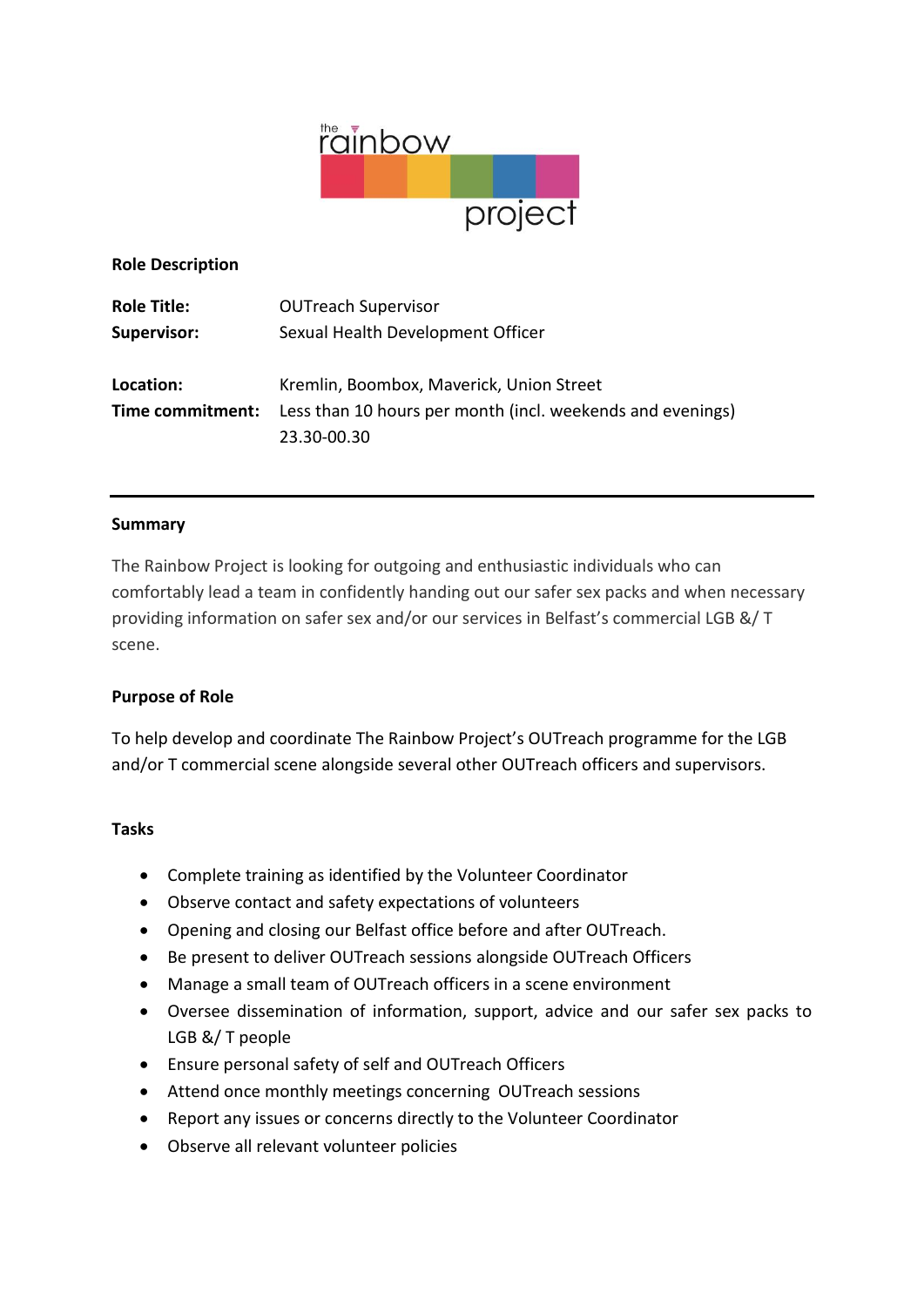**Role Description**

| | |
|---|---|
| **Role Title:** | OUTreach Supervisor |
| **Supervisor:** | Sexual Health Development Officer |
| **Location:** | Kremlin, Boombox, Maverick, Union Street |
| **Time commitment:** | Less than 10 hours per month (incl. weekends and evenings) 23.30-00.30 |

---

**Summary**

The Rainbow Project is looking for outgoing and enthusiastic individuals who can comfortably lead a team in confidently handing out our safer sex packs and when necessary providing information on safer sex and/or our services in Belfast's commercial LGB &/ T scene.

**Purpose of Role**

To help develop and coordinate The Rainbow Project's OUTreach programme for the LGB and/or T commercial scene alongside several other OUTreach officers and supervisors.

**Tasks**

- Complete training as identified by the Volunteer Coordinator
- Observe contact and safety expectations of volunteers
- Opening and closing our Belfast office before and after OUTreach.
- Be present to deliver OUTreach sessions alongside OUTreach Officers
- Manage a small team of OUTreach officers in a scene environment
- Oversee dissemination of information, support, advice and our safer sex packs to LGB &/ T people
- Ensure personal safety of self and OUTreach Officers
- Attend once monthly meetings concerning OUTreach sessions
- Report any issues or concerns directly to the Volunteer Coordinator
- Observe all relevant volunteer policies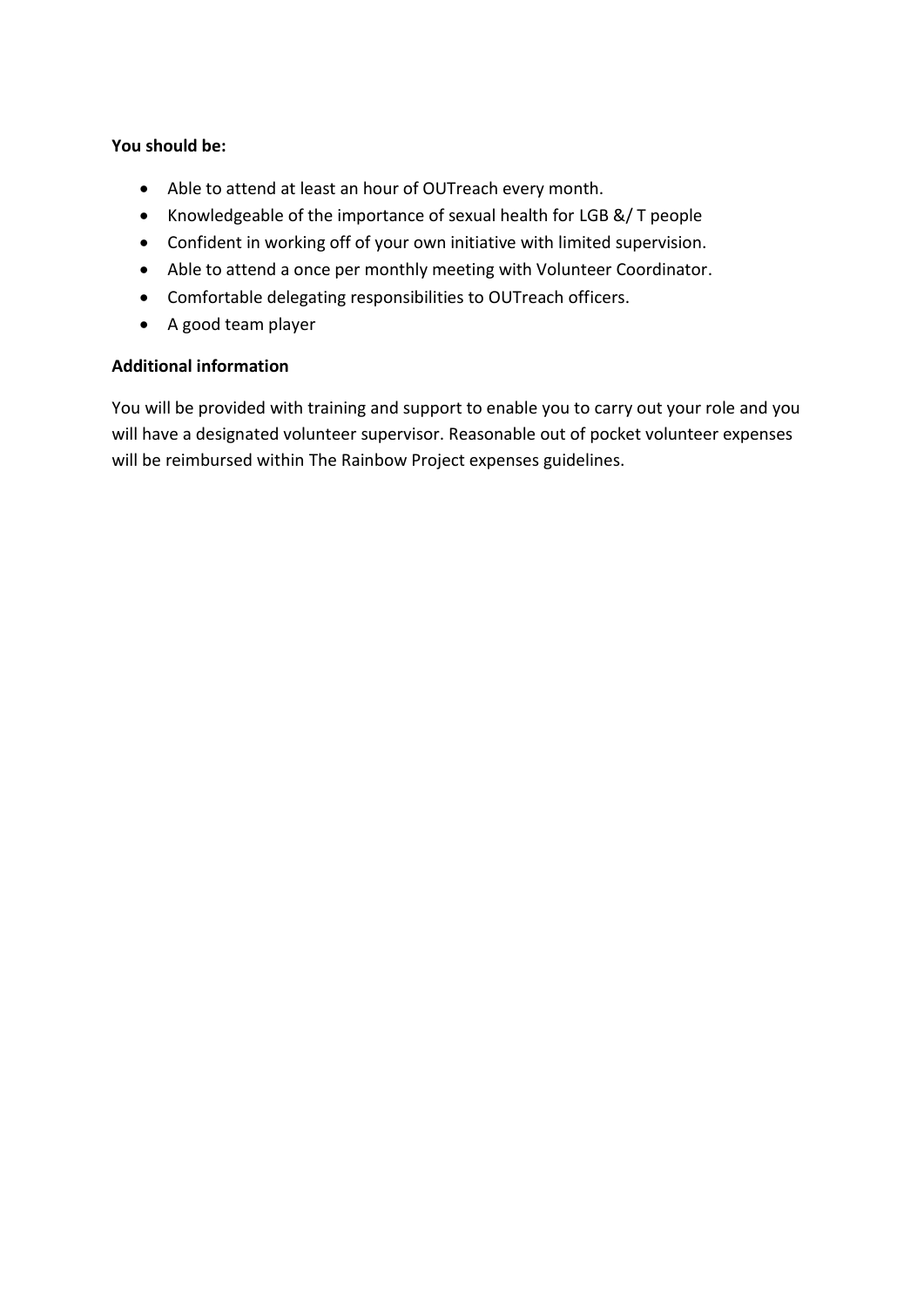**You should be:**

- Able to attend at least an hour of OUTreach every month.
- Knowledgeable of the importance of sexual health for LGB &/ T people
- Confident in working off of your own initiative with limited supervision.
- Able to attend a once per monthly meeting with Volunteer Coordinator.
- Comfortable delegating responsibilities to OUTreach officers.
- A good team player

**Additional information**

You will be provided with training and support to enable you to carry out your role and you will have a designated volunteer supervisor. Reasonable out of pocket volunteer expenses will be reimbursed within The Rainbow Project expenses guidelines.